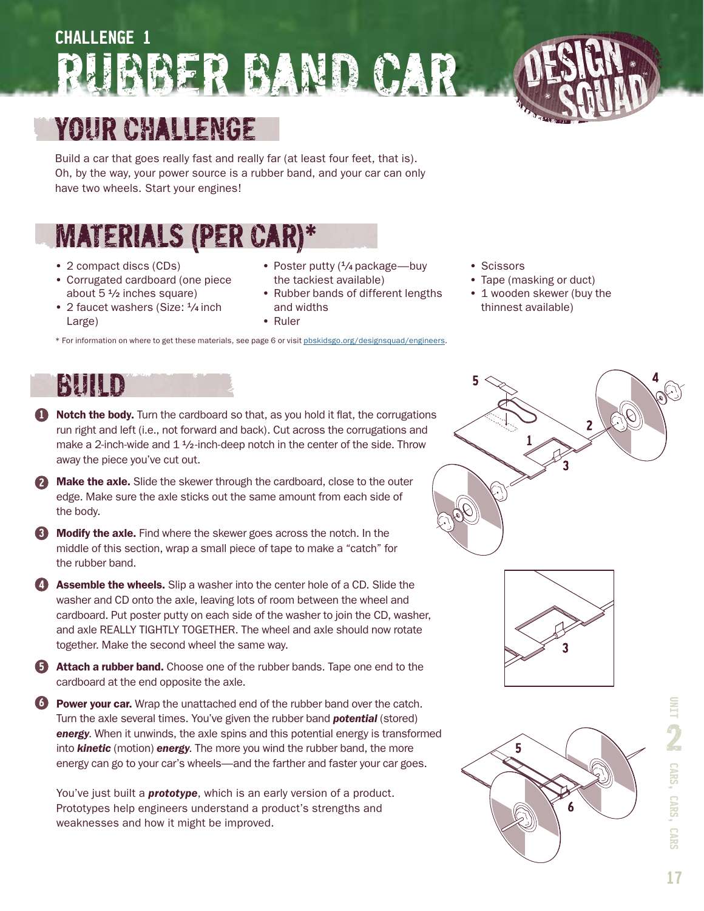CHALLENGE 1

# RUBBER BAND CAR

## YOUR CHALLENGE

Build a car that goes really fast and really far (at least four feet, that is). Oh, by the way, your power source is a rubber band, and your car can only have two wheels. Start your engines!

## MATERIALS (PER CAR)*

- 2 compact discs (CDs)
- Corrugated cardboard (one piece about 5 ½ inches square)
- 2 faucet washers (Size: ¼ inch Large)
- Poster putty (¼ package—buy the tackiest available)
- Rubber bands of different lengths and widths
- Ruler
- Scissors
- Tape (masking or duct)
- 1 wooden skewer (buy the thinnest available)

* For information on where to get these materials, see page 6 or visit pbskidsgo.org/designsquad/engineers.

## BUILD

1. **Notch the body.** Turn the cardboard so that, as you hold it flat, the corrugations run right and left (i.e., not forward and back). Cut across the corrugations and make a 2-inch-wide and 1 ½-inch-deep notch in the center of the side. Throw away the piece you've cut out.
2. **Make the axle.** Slide the skewer through the cardboard, close to the outer edge. Make sure the axle sticks out the same amount from each side of the body.
3. **Modify the axle.** Find where the skewer goes across the notch. In the middle of this section, wrap a small piece of tape to make a "catch" for the rubber band.
4. **Assemble the wheels.** Slip a washer into the center hole of a CD. Slide the washer and CD onto the axle, leaving lots of room between the wheel and cardboard. Put poster putty on each side of the washer to join the CD, washer, and axle REALLY TIGHTLY TOGETHER. The wheel and axle should now rotate together. Make the second wheel the same way.
5. **Attach a rubber band.** Choose one of the rubber bands. Tape one end to the cardboard at the end opposite the axle.
6. **Power your car.** Wrap the unattached end of the rubber band over the catch. Turn the axle several times. You've given the rubber band ***potential*** (stored) ***energy***. When it unwinds, the axle spins and this potential energy is transformed into ***kinetic*** (motion) ***energy***. The more you wind the rubber band, the more energy can go to your car's wheels—and the farther and faster your car goes.

You've just built a ***prototype***, which is an early version of a product. Prototypes help engineers understand a product's strengths and weaknesses and how it might be improved.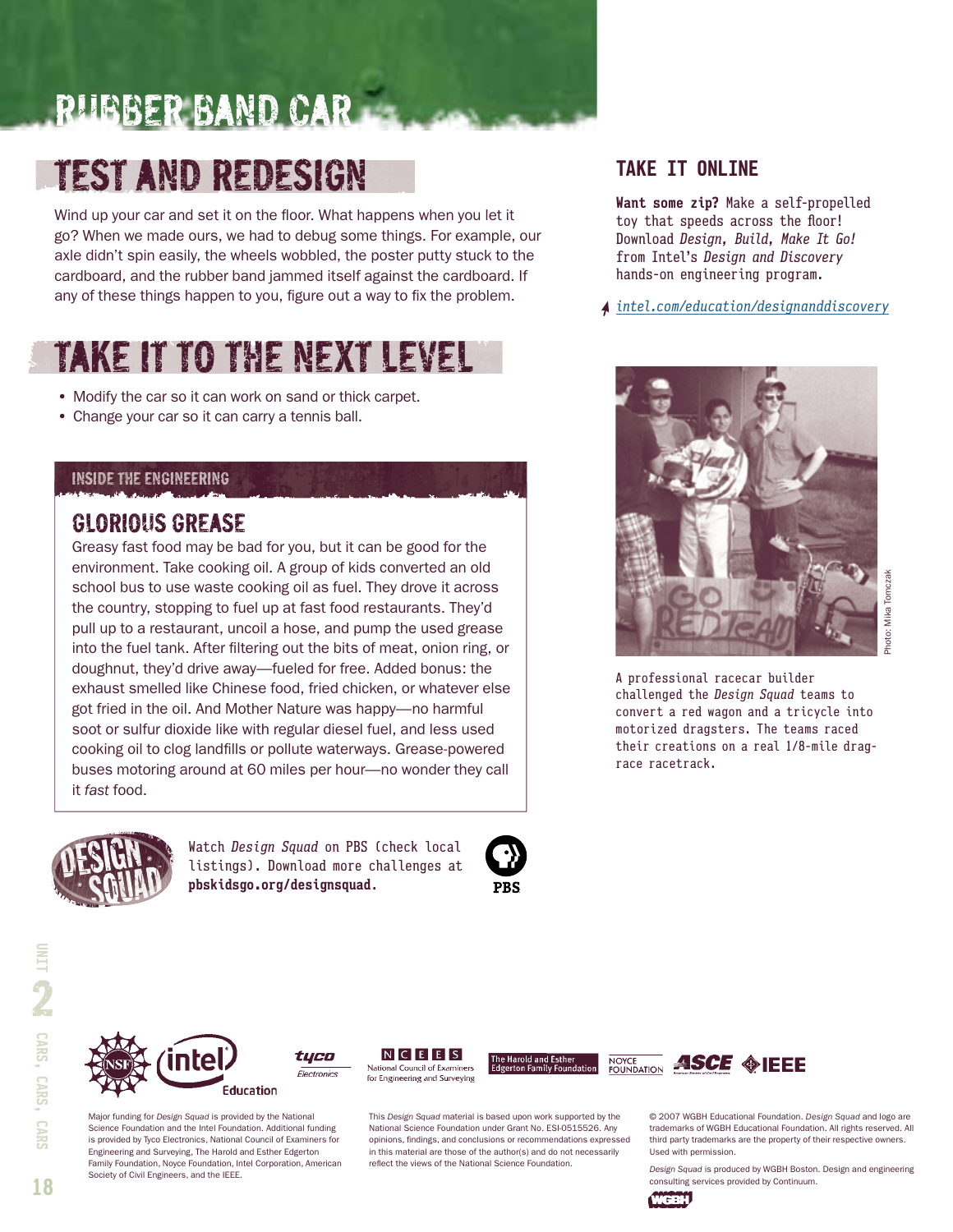# RUBBER BAND CAR

## TEST AND REDESIGN

Wind up your car and set it on the floor. What happens when you let it go? When we made ours, we had to debug some things. For example, our axle didn't spin easily, the wheels wobbled, the poster putty stuck to the cardboard, and the rubber band jammed itself against the cardboard. If any of these things happen to you, figure out a way to fix the problem.

## TAKE IT TO THE NEXT LEVEL

- Modify the car so it can work on sand or thick carpet.
- Change your car so it can carry a tennis ball.

### INSIDE THE ENGINEERING

### GLORIOUS GREASE

Greasy fast food may be bad for you, but it can be good for the environment. Take cooking oil. A group of kids converted an old school bus to use waste cooking oil as fuel. They drove it across the country, stopping to fuel up at fast food restaurants. They'd pull up to a restaurant, uncoil a hose, and pump the used grease into the fuel tank. After filtering out the bits of meat, onion ring, or doughnut, they'd drive away—fueled for free. Added bonus: the exhaust smelled like Chinese food, fried chicken, or whatever else got fried in the oil. And Mother Nature was happy—no harmful soot or sulfur dioxide like with regular diesel fuel, and less used cooking oil to clog landfills or pollute waterways. Grease-powered buses motoring around at 60 miles per hour—no wonder they call it *fast* food.

Watch *Design Squad* on PBS (check local listings). Download more challenges at **pbskidsgo.org/designsquad.**

## TAKE IT ONLINE

**Want some zip?** Make a self-propelled toy that speeds across the floor! Download *Design, Build, Make It Go!* from Intel's *Design and Discovery* hands-on engineering program.

intel.com/education/designanddiscovery

Photo: Mika Tomczak

A professional racecar builder challenged the *Design Squad* teams to convert a red wagon and a tricycle into motorized dragsters. The teams raced their creations on a real 1/8-mile drag-race racetrack.

Major funding for *Design Squad* is provided by the National Science Foundation and the Intel Foundation. Additional funding is provided by Tyco Electronics, National Council of Examiners for Engineering and Surveying, The Harold and Esther Edgerton Family Foundation, Noyce Foundation, Intel Corporation, American Society of Civil Engineers, and the IEEE.

This *Design Squad* material is based upon work supported by the National Science Foundation under Grant No. ESI-0515526. Any opinions, findings, and conclusions or recommendations expressed in this material are those of the author(s) and do not necessarily reflect the views of the National Science Foundation.

© 2007 WGBH Educational Foundation. *Design Squad* and logo are trademarks of WGBH Educational Foundation. All rights reserved. All third party trademarks are the property of their respective owners. Used with permission.

*Design Squad* is produced by WGBH Boston. Design and engineering consulting services provided by Continuum.